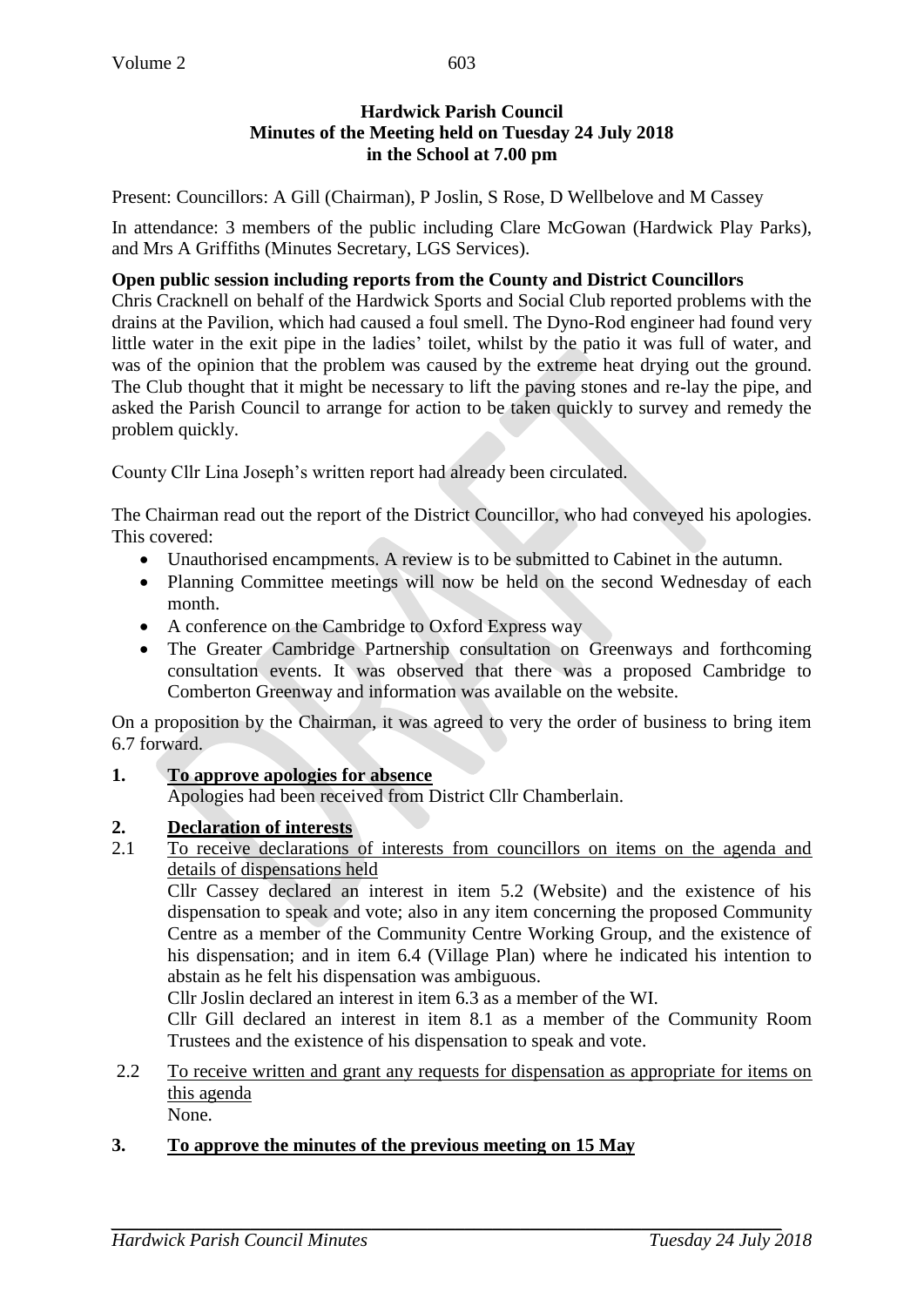**Hardwick Parish Council**
**Minutes of the Meeting held on Tuesday 24 July 2018**
**in the School at 7.00 pm**

Present: Councillors: A Gill (Chairman), P Joslin, S Rose, D Wellbelove and M Cassey

In attendance: 3 members of the public including Clare McGowan (Hardwick Play Parks), and Mrs A Griffiths (Minutes Secretary, LGS Services).

**Open public session including reports from the County and District Councillors**

Chris Cracknell on behalf of the Hardwick Sports and Social Club reported problems with the drains at the Pavilion, which had caused a foul smell. The Dyno-Rod engineer had found very little water in the exit pipe in the ladies' toilet, whilst by the patio it was full of water, and was of the opinion that the problem was caused by the extreme heat drying out the ground. The Club thought that it might be necessary to lift the paving stones and re-lay the pipe, and asked the Parish Council to arrange for action to be taken quickly to survey and remedy the problem quickly.

County Cllr Lina Joseph's written report had already been circulated.

The Chairman read out the report of the District Councillor, who had conveyed his apologies. This covered:

- Unauthorised encampments. A review is to be submitted to Cabinet in the autumn.
- Planning Committee meetings will now be held on the second Wednesday of each month.
- A conference on the Cambridge to Oxford Express way
- The Greater Cambridge Partnership consultation on Greenways and forthcoming consultation events. It was observed that there was a proposed Cambridge to Comberton Greenway and information was available on the website.

On a proposition by the Chairman, it was agreed to very the order of business to bring item 6.7 forward.

**1. To approve apologies for absence**

Apologies had been received from District Cllr Chamberlain.

**2. Declaration of interests**

2.1 To receive declarations of interests from councillors on items on the agenda and details of dispensations held

Cllr Cassey declared an interest in item 5.2 (Website) and the existence of his dispensation to speak and vote; also in any item concerning the proposed Community Centre as a member of the Community Centre Working Group, and the existence of his dispensation; and in item 6.4 (Village Plan) where he indicated his intention to abstain as he felt his dispensation was ambiguous.

Cllr Joslin declared an interest in item 6.3 as a member of the WI.

Cllr Gill declared an interest in item 8.1 as a member of the Community Room Trustees and the existence of his dispensation to speak and vote.

2.2 To receive written and grant any requests for dispensation as appropriate for items on this agenda

None.

**3. To approve the minutes of the previous meeting on 15 May**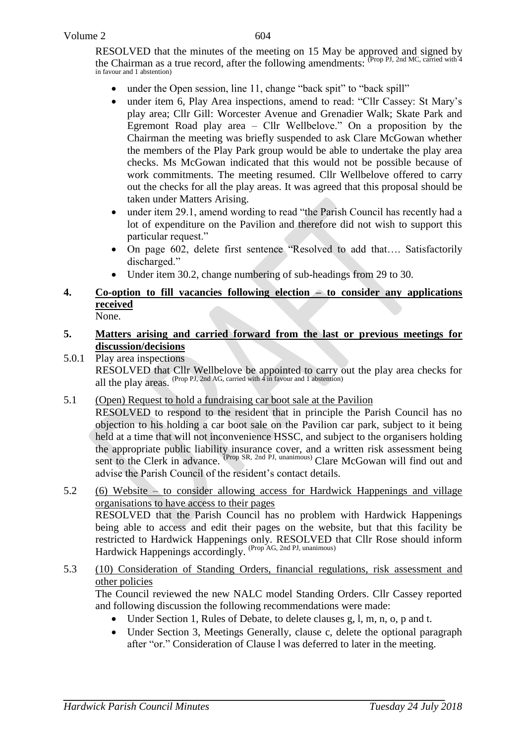RESOLVED that the minutes of the meeting on 15 May be approved and signed by the Chairman as a true record, after the following amendments: (Prop PJ, 2nd MC, carried with 4 in favour and 1 abstention)

- under the Open session, line 11, change "back spit" to "back spill"
- under item 6, Play Area inspections, amend to read: "Cllr Cassey: St Mary's play area; Cllr Gill: Worcester Avenue and Grenadier Walk; Skate Park and Egremont Road play area – Cllr Wellbelove." On a proposition by the Chairman the meeting was briefly suspended to ask Clare McGowan whether the members of the Play Park group would be able to undertake the play area checks. Ms McGowan indicated that this would not be possible because of work commitments. The meeting resumed. Cllr Wellbelove offered to carry out the checks for all the play areas. It was agreed that this proposal should be taken under Matters Arising.
- under item 29.1, amend wording to read "the Parish Council has recently had a lot of expenditure on the Pavilion and therefore did not wish to support this particular request."
- On page 602, delete first sentence "Resolved to add that…. Satisfactorily discharged."
- Under item 30.2, change numbering of sub-headings from 29 to 30.

**4. <u>Co-option to fill vacancies following election – to consider any applications received</u>**

None.

**5. <u>Matters arising and carried forward from the last or previous meetings for discussion/decisions</u>**

5.0.1 Play area inspections

RESOLVED that Cllr Wellbelove be appointed to carry out the play area checks for all the play areas. (Prop PJ, 2nd AG, carried with 4 in favour and 1 abstention)

5.1 <u>(Open) Request to hold a fundraising car boot sale at the Pavilion</u>

RESOLVED to respond to the resident that in principle the Parish Council has no objection to his holding a car boot sale on the Pavilion car park, subject to it being held at a time that will not inconvenience HSSC, and subject to the organisers holding the appropriate public liability insurance cover, and a written risk assessment being sent to the Clerk in advance. (Prop SR, 2nd PJ, unanimous) Clare McGowan will find out and advise the Parish Council of the resident's contact details.

5.2 <u>(6) Website – to consider allowing access for Hardwick Happenings and village organisations to have access to their pages</u>

RESOLVED that the Parish Council has no problem with Hardwick Happenings being able to access and edit their pages on the website, but that this facility be restricted to Hardwick Happenings only. RESOLVED that Cllr Rose should inform Hardwick Happenings accordingly. (Prop AG, 2nd PJ, unanimous)

5.3 <u>(10) Consideration of Standing Orders, financial regulations, risk assessment and other policies</u>

The Council reviewed the new NALC model Standing Orders. Cllr Cassey reported and following discussion the following recommendations were made:

- Under Section 1, Rules of Debate, to delete clauses g, l, m, n, o, p and t.
- Under Section 3, Meetings Generally, clause c, delete the optional paragraph after "or." Consideration of Clause l was deferred to later in the meeting.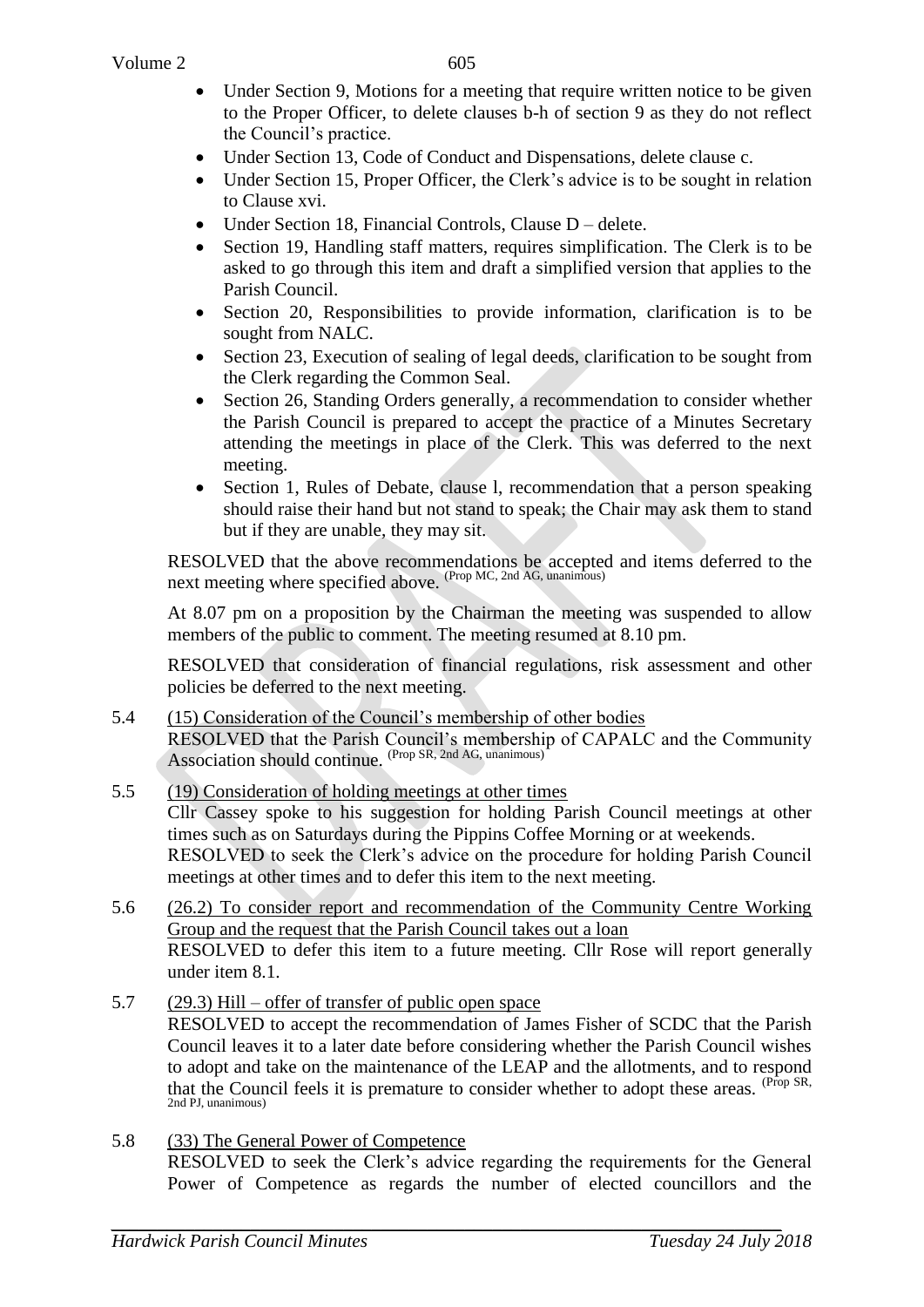- Under Section 9, Motions for a meeting that require written notice to be given to the Proper Officer, to delete clauses b-h of section 9 as they do not reflect the Council's practice.
- Under Section 13, Code of Conduct and Dispensations, delete clause c.
- Under Section 15, Proper Officer, the Clerk's advice is to be sought in relation to Clause xvi.
- Under Section 18, Financial Controls, Clause D – delete.
- Section 19, Handling staff matters, requires simplification. The Clerk is to be asked to go through this item and draft a simplified version that applies to the Parish Council.
- Section 20, Responsibilities to provide information, clarification is to be sought from NALC.
- Section 23, Execution of sealing of legal deeds, clarification to be sought from the Clerk regarding the Common Seal.
- Section 26, Standing Orders generally, a recommendation to consider whether the Parish Council is prepared to accept the practice of a Minutes Secretary attending the meetings in place of the Clerk. This was deferred to the next meeting.
- Section 1, Rules of Debate, clause l, recommendation that a person speaking should raise their hand but not stand to speak; the Chair may ask them to stand but if they are unable, they may sit.

RESOLVED that the above recommendations be accepted and items deferred to the next meeting where specified above. (Prop MC, 2nd AG, unanimous)

At 8.07 pm on a proposition by the Chairman the meeting was suspended to allow members of the public to comment. The meeting resumed at 8.10 pm.

RESOLVED that consideration of financial regulations, risk assessment and other policies be deferred to the next meeting.

5.4 (15) Consideration of the Council's membership of other bodies

RESOLVED that the Parish Council's membership of CAPALC and the Community Association should continue. (Prop SR, 2nd AG, unanimous)

5.5 (19) Consideration of holding meetings at other times

Cllr Cassey spoke to his suggestion for holding Parish Council meetings at other times such as on Saturdays during the Pippins Coffee Morning or at weekends.
RESOLVED to seek the Clerk's advice on the procedure for holding Parish Council meetings at other times and to defer this item to the next meeting.

5.6 (26.2) To consider report and recommendation of the Community Centre Working Group and the request that the Parish Council takes out a loan

RESOLVED to defer this item to a future meeting. Cllr Rose will report generally under item 8.1.

5.7 (29.3) Hill – offer of transfer of public open space

RESOLVED to accept the recommendation of James Fisher of SCDC that the Parish Council leaves it to a later date before considering whether the Parish Council wishes to adopt and take on the maintenance of the LEAP and the allotments, and to respond that the Council feels it is premature to consider whether to adopt these areas. (Prop SR, 2nd PJ, unanimous)

5.8 (33) The General Power of Competence

RESOLVED to seek the Clerk's advice regarding the requirements for the General Power of Competence as regards the number of elected councillors and the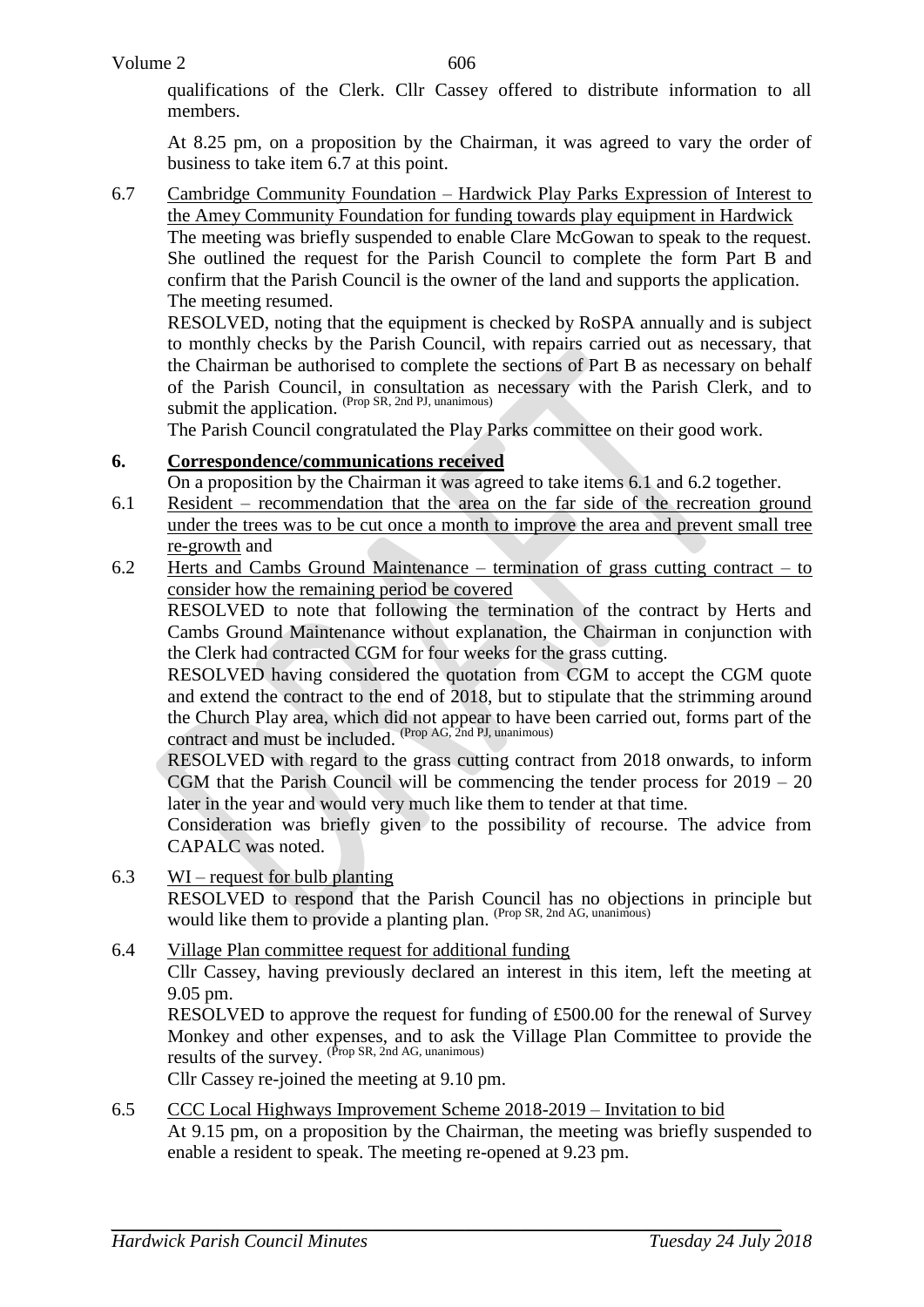qualifications of the Clerk. Cllr Cassey offered to distribute information to all members.

At 8.25 pm, on a proposition by the Chairman, it was agreed to vary the order of business to take item 6.7 at this point.

6.7 Cambridge Community Foundation – Hardwick Play Parks Expression of Interest to the Amey Community Foundation for funding towards play equipment in Hardwick

The meeting was briefly suspended to enable Clare McGowan to speak to the request. She outlined the request for the Parish Council to complete the form Part B and confirm that the Parish Council is the owner of the land and supports the application. The meeting resumed.

RESOLVED, noting that the equipment is checked by RoSPA annually and is subject to monthly checks by the Parish Council, with repairs carried out as necessary, that the Chairman be authorised to complete the sections of Part B as necessary on behalf of the Parish Council, in consultation as necessary with the Parish Clerk, and to submit the application. (Prop SR, 2nd PJ, unanimous)

The Parish Council congratulated the Play Parks committee on their good work.

## 6. Correspondence/communications received

On a proposition by the Chairman it was agreed to take items 6.1 and 6.2 together.

6.1 Resident – recommendation that the area on the far side of the recreation ground under the trees was to be cut once a month to improve the area and prevent small tree re-growth and

6.2 Herts and Cambs Ground Maintenance – termination of grass cutting contract – to consider how the remaining period be covered

RESOLVED to note that following the termination of the contract by Herts and Cambs Ground Maintenance without explanation, the Chairman in conjunction with the Clerk had contracted CGM for four weeks for the grass cutting.

RESOLVED having considered the quotation from CGM to accept the CGM quote and extend the contract to the end of 2018, but to stipulate that the strimming around the Church Play area, which did not appear to have been carried out, forms part of the contract and must be included. (Prop AG, 2nd PJ, unanimous)

RESOLVED with regard to the grass cutting contract from 2018 onwards, to inform CGM that the Parish Council will be commencing the tender process for 2019 – 20 later in the year and would very much like them to tender at that time.

Consideration was briefly given to the possibility of recourse. The advice from CAPALC was noted.

6.3 WI – request for bulb planting

RESOLVED to respond that the Parish Council has no objections in principle but would like them to provide a planting plan. (Prop SR, 2nd AG, unanimous)

6.4 Village Plan committee request for additional funding

Cllr Cassey, having previously declared an interest in this item, left the meeting at 9.05 pm.

RESOLVED to approve the request for funding of £500.00 for the renewal of Survey Monkey and other expenses, and to ask the Village Plan Committee to provide the results of the survey. (Prop SR, 2nd AG, unanimous)

Cllr Cassey re-joined the meeting at 9.10 pm.

6.5 CCC Local Highways Improvement Scheme 2018-2019 – Invitation to bid

At 9.15 pm, on a proposition by the Chairman, the meeting was briefly suspended to enable a resident to speak. The meeting re-opened at 9.23 pm.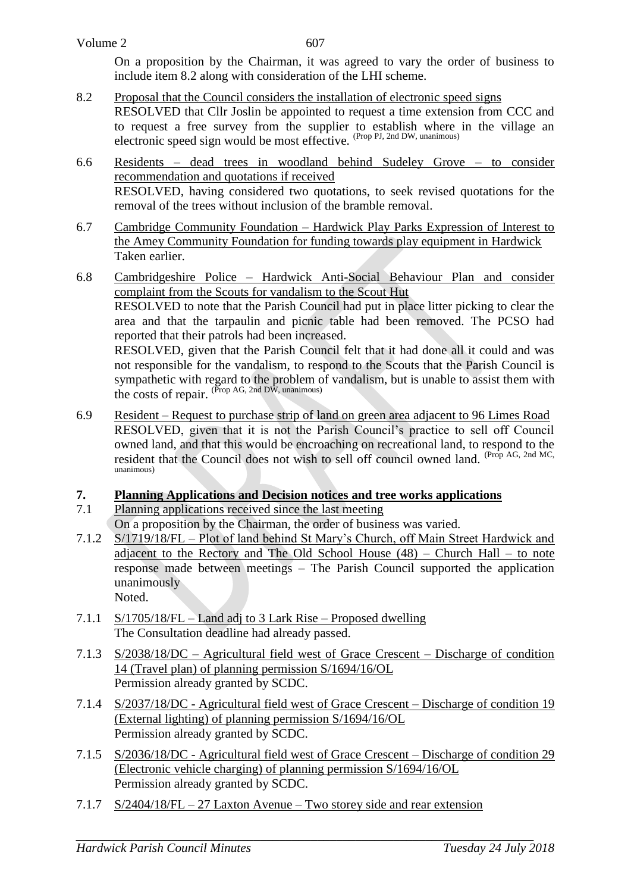On a proposition by the Chairman, it was agreed to vary the order of business to include item 8.2 along with consideration of the LHI scheme.

8.2 Proposal that the Council considers the installation of electronic speed signs
RESOLVED that Cllr Joslin be appointed to request a time extension from CCC and to request a free survey from the supplier to establish where in the village an electronic speed sign would be most effective. (Prop PJ, 2nd DW, unanimous)

6.6 Residents – dead trees in woodland behind Sudeley Grove – to consider recommendation and quotations if received
RESOLVED, having considered two quotations, to seek revised quotations for the removal of the trees without inclusion of the bramble removal.

6.7 Cambridge Community Foundation – Hardwick Play Parks Expression of Interest to the Amey Community Foundation for funding towards play equipment in Hardwick
Taken earlier.

6.8 Cambridgeshire Police – Hardwick Anti-Social Behaviour Plan and consider complaint from the Scouts for vandalism to the Scout Hut
RESOLVED to note that the Parish Council had put in place litter picking to clear the area and that the tarpaulin and picnic table had been removed. The PCSO had reported that their patrols had been increased.
RESOLVED, given that the Parish Council felt that it had done all it could and was not responsible for the vandalism, to respond to the Scouts that the Parish Council is sympathetic with regard to the problem of vandalism, but is unable to assist them with the costs of repair. (Prop AG, 2nd DW, unanimous)

6.9 Resident – Request to purchase strip of land on green area adjacent to 96 Limes Road
RESOLVED, given that it is not the Parish Council's practice to sell off Council owned land, and that this would be encroaching on recreational land, to respond to the resident that the Council does not wish to sell off council owned land. (Prop AG, 2nd MC, unanimous)

## 7. Planning Applications and Decision notices and tree works applications

7.1 Planning applications received since the last meeting
On a proposition by the Chairman, the order of business was varied.

7.1.2 S/1719/18/FL – Plot of land behind St Mary's Church, off Main Street Hardwick and adjacent to the Rectory and The Old School House (48) – Church Hall – to note response made between meetings – The Parish Council supported the application unanimously
Noted.

7.1.1 S/1705/18/FL – Land adj to 3 Lark Rise – Proposed dwelling
The Consultation deadline had already passed.

7.1.3 S/2038/18/DC – Agricultural field west of Grace Crescent – Discharge of condition 14 (Travel plan) of planning permission S/1694/16/OL
Permission already granted by SCDC.

7.1.4 S/2037/18/DC - Agricultural field west of Grace Crescent – Discharge of condition 19 (External lighting) of planning permission S/1694/16/OL
Permission already granted by SCDC.

7.1.5 S/2036/18/DC - Agricultural field west of Grace Crescent – Discharge of condition 29 (Electronic vehicle charging) of planning permission S/1694/16/OL
Permission already granted by SCDC.

7.1.7 S/2404/18/FL – 27 Laxton Avenue – Two storey side and rear extension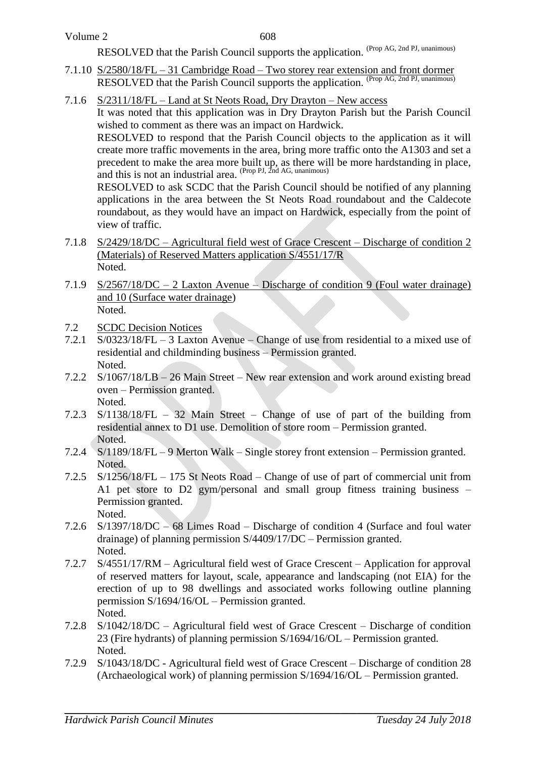RESOLVED that the Parish Council supports the application. (Prop AG, 2nd PJ, unanimous)

7.1.10 S/2580/18/FL – 31 Cambridge Road – Two storey rear extension and front dormer
RESOLVED that the Parish Council supports the application. (Prop AG, 2nd PJ, unanimous)

7.1.6 S/2311/18/FL – Land at St Neots Road, Dry Drayton – New access
It was noted that this application was in Dry Drayton Parish but the Parish Council wished to comment as there was an impact on Hardwick.
RESOLVED to respond that the Parish Council objects to the application as it will create more traffic movements in the area, bring more traffic onto the A1303 and set a precedent to make the area more built up, as there will be more hardstanding in place, and this is not an industrial area. (Prop PJ, 2nd AG, unanimous)
RESOLVED to ask SCDC that the Parish Council should be notified of any planning applications in the area between the St Neots Road roundabout and the Caldecote roundabout, as they would have an impact on Hardwick, especially from the point of view of traffic.

7.1.8 S/2429/18/DC – Agricultural field west of Grace Crescent – Discharge of condition 2 (Materials) of Reserved Matters application S/4551/17/R
Noted.

7.1.9 S/2567/18/DC – 2 Laxton Avenue – Discharge of condition 9 (Foul water drainage) and 10 (Surface water drainage)
Noted.

7.2 SCDC Decision Notices

7.2.1 S/0323/18/FL – 3 Laxton Avenue – Change of use from residential to a mixed use of residential and childminding business – Permission granted.
Noted.

7.2.2 S/1067/18/LB – 26 Main Street – New rear extension and work around existing bread oven – Permission granted.
Noted.

7.2.3 S/1138/18/FL – 32 Main Street – Change of use of part of the building from residential annex to D1 use. Demolition of store room – Permission granted.
Noted.

7.2.4 S/1189/18/FL – 9 Merton Walk – Single storey front extension – Permission granted.
Noted.

7.2.5 S/1256/18/FL – 175 St Neots Road – Change of use of part of commercial unit from A1 pet store to D2 gym/personal and small group fitness training business – Permission granted.
Noted.

7.2.6 S/1397/18/DC – 68 Limes Road – Discharge of condition 4 (Surface and foul water drainage) of planning permission S/4409/17/DC – Permission granted.
Noted.

7.2.7 S/4551/17/RM – Agricultural field west of Grace Crescent – Application for approval of reserved matters for layout, scale, appearance and landscaping (not EIA) for the erection of up to 98 dwellings and associated works following outline planning permission S/1694/16/OL – Permission granted.
Noted.

7.2.8 S/1042/18/DC – Agricultural field west of Grace Crescent – Discharge of condition 23 (Fire hydrants) of planning permission S/1694/16/OL – Permission granted.
Noted.

7.2.9 S/1043/18/DC - Agricultural field west of Grace Crescent – Discharge of condition 28 (Archaeological work) of planning permission S/1694/16/OL – Permission granted.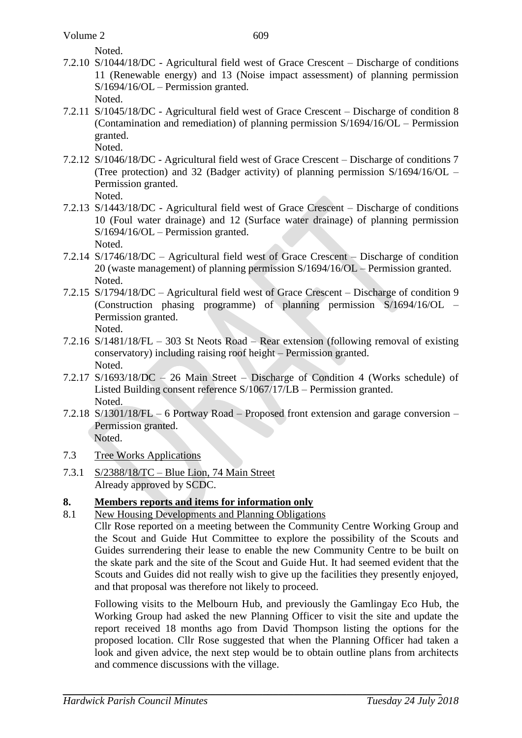Noted.

7.2.10 S/1044/18/DC - Agricultural field west of Grace Crescent – Discharge of conditions 11 (Renewable energy) and 13 (Noise impact assessment) of planning permission S/1694/16/OL – Permission granted.
Noted.

7.2.11 S/1045/18/DC - Agricultural field west of Grace Crescent – Discharge of condition 8 (Contamination and remediation) of planning permission S/1694/16/OL – Permission granted.
Noted.

7.2.12 S/1046/18/DC - Agricultural field west of Grace Crescent – Discharge of conditions 7 (Tree protection) and 32 (Badger activity) of planning permission S/1694/16/OL – Permission granted.
Noted.

7.2.13 S/1443/18/DC - Agricultural field west of Grace Crescent – Discharge of conditions 10 (Foul water drainage) and 12 (Surface water drainage) of planning permission S/1694/16/OL – Permission granted.
Noted.

7.2.14 S/1746/18/DC – Agricultural field west of Grace Crescent – Discharge of condition 20 (waste management) of planning permission S/1694/16/OL – Permission granted.
Noted.

7.2.15 S/1794/18/DC – Agricultural field west of Grace Crescent – Discharge of condition 9 (Construction phasing programme) of planning permission S/1694/16/OL – Permission granted.
Noted.

7.2.16 S/1481/18/FL – 303 St Neots Road – Rear extension (following removal of existing conservatory) including raising roof height – Permission granted.
Noted.

7.2.17 S/1693/18/DC – 26 Main Street – Discharge of Condition 4 (Works schedule) of Listed Building consent reference S/1067/17/LB – Permission granted.
Noted.

7.2.18 S/1301/18/FL – 6 Portway Road – Proposed front extension and garage conversion – Permission granted.
Noted.

7.3 Tree Works Applications

7.3.1 S/2388/18/TC – Blue Lion, 74 Main Street
Already approved by SCDC.

## 8. Members reports and items for information only

8.1 New Housing Developments and Planning Obligations

Cllr Rose reported on a meeting between the Community Centre Working Group and the Scout and Guide Hut Committee to explore the possibility of the Scouts and Guides surrendering their lease to enable the new Community Centre to be built on the skate park and the site of the Scout and Guide Hut. It had seemed evident that the Scouts and Guides did not really wish to give up the facilities they presently enjoyed, and that proposal was therefore not likely to proceed.

Following visits to the Melbourn Hub, and previously the Gamlingay Eco Hub, the Working Group had asked the new Planning Officer to visit the site and update the report received 18 months ago from David Thompson listing the options for the proposed location. Cllr Rose suggested that when the Planning Officer had taken a look and given advice, the next step would be to obtain outline plans from architects and commence discussions with the village.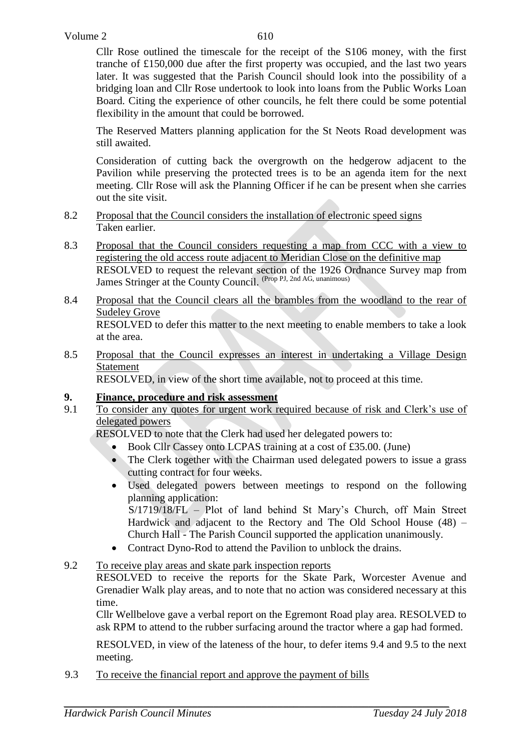Cllr Rose outlined the timescale for the receipt of the S106 money, with the first tranche of £150,000 due after the first property was occupied, and the last two years later. It was suggested that the Parish Council should look into the possibility of a bridging loan and Cllr Rose undertook to look into loans from the Public Works Loan Board. Citing the experience of other councils, he felt there could be some potential flexibility in the amount that could be borrowed.

The Reserved Matters planning application for the St Neots Road development was still awaited.

Consideration of cutting back the overgrowth on the hedgerow adjacent to the Pavilion while preserving the protected trees is to be an agenda item for the next meeting. Cllr Rose will ask the Planning Officer if he can be present when she carries out the site visit.

8.2 Proposal that the Council considers the installation of electronic speed signs
Taken earlier.

8.3 Proposal that the Council considers requesting a map from CCC with a view to registering the old access route adjacent to Meridian Close on the definitive map
RESOLVED to request the relevant section of the 1926 Ordnance Survey map from James Stringer at the County Council. (Prop PJ, 2nd AG, unanimous)

8.4 Proposal that the Council clears all the brambles from the woodland to the rear of Sudeley Grove
RESOLVED to defer this matter to the next meeting to enable members to take a look at the area.

8.5 Proposal that the Council expresses an interest in undertaking a Village Design Statement
RESOLVED, in view of the short time available, not to proceed at this time.

## 9. Finance, procedure and risk assessment

9.1 To consider any quotes for urgent work required because of risk and Clerk's use of delegated powers
RESOLVED to note that the Clerk had used her delegated powers to:

- Book Cllr Cassey onto LCPAS training at a cost of £35.00. (June)
- The Clerk together with the Chairman used delegated powers to issue a grass cutting contract for four weeks.
- Used delegated powers between meetings to respond on the following planning application:
  S/1719/18/FL – Plot of land behind St Mary's Church, off Main Street Hardwick and adjacent to the Rectory and The Old School House (48) – Church Hall - The Parish Council supported the application unanimously.
- Contract Dyno-Rod to attend the Pavilion to unblock the drains.

9.2 To receive play areas and skate park inspection reports
RESOLVED to receive the reports for the Skate Park, Worcester Avenue and Grenadier Walk play areas, and to note that no action was considered necessary at this time.
Cllr Wellbelove gave a verbal report on the Egremont Road play area. RESOLVED to ask RPM to attend to the rubber surfacing around the tractor where a gap had formed.

RESOLVED, in view of the lateness of the hour, to defer items 9.4 and 9.5 to the next meeting.

9.3 To receive the financial report and approve the payment of bills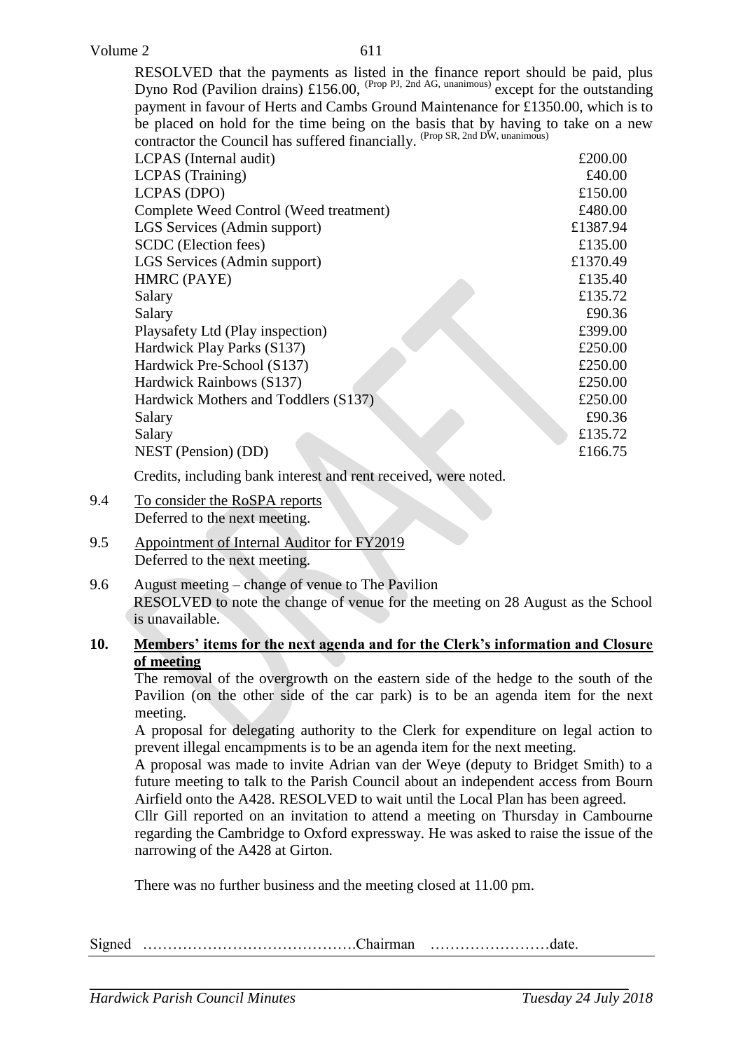RESOLVED that the payments as listed in the finance report should be paid, plus Dyno Rod (Pavilion drains) £156.00, (Prop PJ, 2nd AG, unanimous) except for the outstanding payment in favour of Herts and Cambs Ground Maintenance for £1350.00, which is to be placed on hold for the time being on the basis that by having to take on a new contractor the Council has suffered financially. (Prop SR, 2nd DW, unanimous)

| | |
|---|---|
| LCPAS (Internal audit) | £200.00 |
| LCPAS (Training) | £40.00 |
| LCPAS (DPO) | £150.00 |
| Complete Weed Control (Weed treatment) | £480.00 |
| LGS Services (Admin support) | £1387.94 |
| SCDC (Election fees) | £135.00 |
| LGS Services (Admin support) | £1370.49 |
| HMRC (PAYE) | £135.40 |
| Salary | £135.72 |
| Salary | £90.36 |
| Playsafety Ltd (Play inspection) | £399.00 |
| Hardwick Play Parks (S137) | £250.00 |
| Hardwick Pre-School (S137) | £250.00 |
| Hardwick Rainbows (S137) | £250.00 |
| Hardwick Mothers and Toddlers (S137) | £250.00 |
| Salary | £90.36 |
| Salary | £135.72 |
| NEST (Pension) (DD) | £166.75 |

Credits, including bank interest and rent received, were noted.

9.4 To consider the RoSPA reports
Deferred to the next meeting.

9.5 Appointment of Internal Auditor for FY2019
Deferred to the next meeting.

9.6 August meeting – change of venue to The Pavilion
RESOLVED to note the change of venue for the meeting on 28 August as the School is unavailable.

**10. Members' items for the next agenda and for the Clerk's information and Closure of meeting**

The removal of the overgrowth on the eastern side of the hedge to the south of the Pavilion (on the other side of the car park) is to be an agenda item for the next meeting.

A proposal for delegating authority to the Clerk for expenditure on legal action to prevent illegal encampments is to be an agenda item for the next meeting.

A proposal was made to invite Adrian van der Weye (deputy to Bridget Smith) to a future meeting to talk to the Parish Council about an independent access from Bourn Airfield onto the A428. RESOLVED to wait until the Local Plan has been agreed.

Cllr Gill reported on an invitation to attend a meeting on Thursday in Cambourne regarding the Cambridge to Oxford expressway. He was asked to raise the issue of the narrowing of the A428 at Girton.

There was no further business and the meeting closed at 11.00 pm.

Signed …………………………………….Chairman ……………………date.